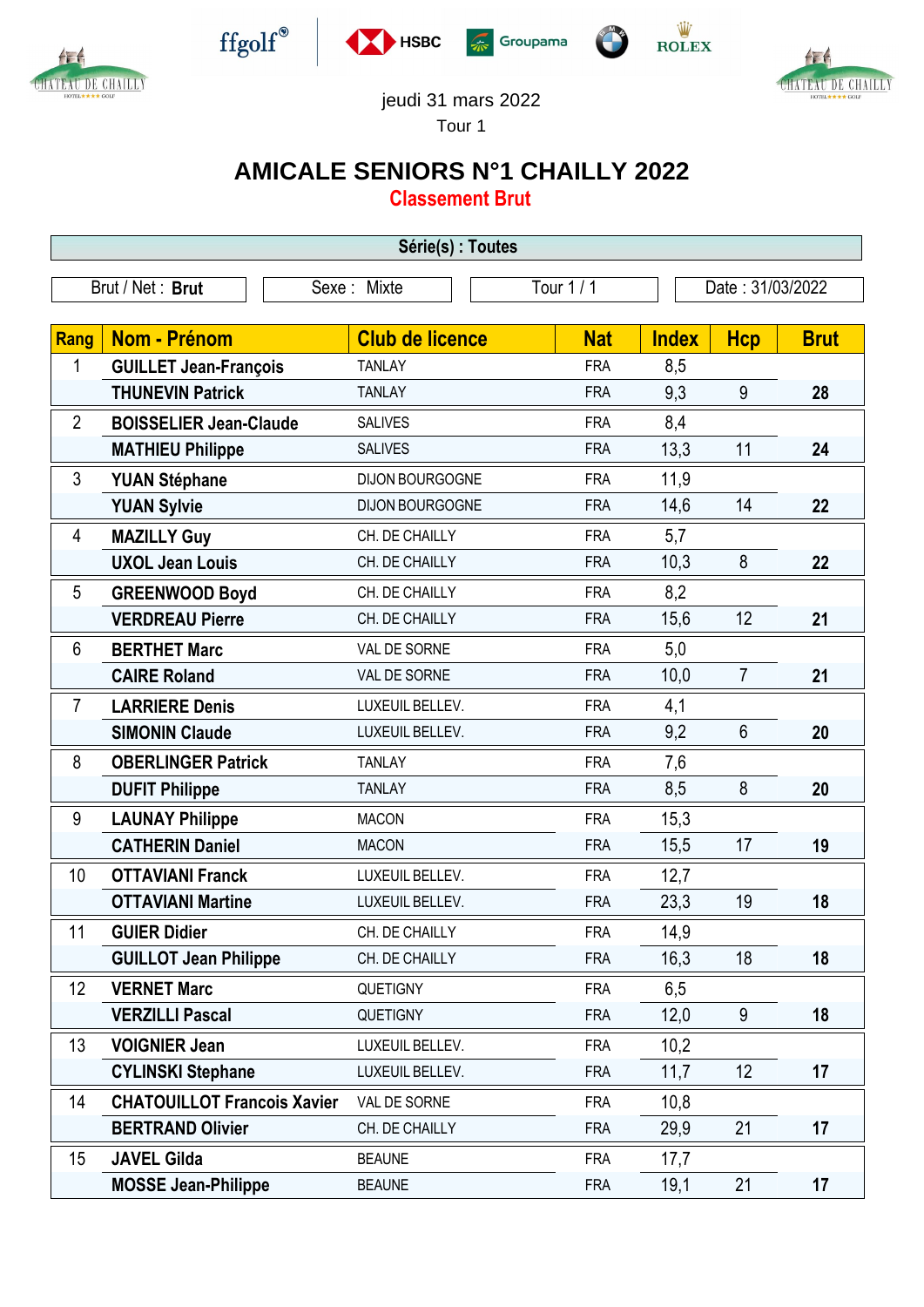jeudi 31 mars 2022

Tour 1

# AMICALE SENIORS N°1 CHAILLY 2022

## Classement Brut

**Série(s) : Toutes**

| Brut / Net : **Brut** | Sexe : Mixte | Tour 1 / 1 | Date : 31/03/2022 |
|---|---|---|---|

| Rang | Nom - Prénom | Club de licence | Nat | Index | Hcp | Brut |
|---|---|---|---|---|---|---|
| 1 | **GUILLET Jean-François** | TANLAY | FRA | 8,5 | | |
| | **THUNEVIN Patrick** | TANLAY | FRA | 9,3 | 9 | **28** |
| 2 | **BOISSELIER Jean-Claude** | SALIVES | FRA | 8,4 | | |
| | **MATHIEU Philippe** | SALIVES | FRA | 13,3 | 11 | **24** |
| 3 | **YUAN Stéphane** | DIJON BOURGOGNE | FRA | 11,9 | | |
| | **YUAN Sylvie** | DIJON BOURGOGNE | FRA | 14,6 | 14 | **22** |
| 4 | **MAZILLY Guy** | CH. DE CHAILLY | FRA | 5,7 | | |
| | **UXOL Jean Louis** | CH. DE CHAILLY | FRA | 10,3 | 8 | **22** |
| 5 | **GREENWOOD Boyd** | CH. DE CHAILLY | FRA | 8,2 | | |
| | **VERDREAU Pierre** | CH. DE CHAILLY | FRA | 15,6 | 12 | **21** |
| 6 | **BERTHET Marc** | VAL DE SORNE | FRA | 5,0 | | |
| | **CAIRE Roland** | VAL DE SORNE | FRA | 10,0 | 7 | **21** |
| 7 | **LARRIERE Denis** | LUXEUIL BELLEV. | FRA | 4,1 | | |
| | **SIMONIN Claude** | LUXEUIL BELLEV. | FRA | 9,2 | 6 | **20** |
| 8 | **OBERLINGER Patrick** | TANLAY | FRA | 7,6 | | |
| | **DUFIT Philippe** | TANLAY | FRA | 8,5 | 8 | **20** |
| 9 | **LAUNAY Philippe** | MACON | FRA | 15,3 | | |
| | **CATHERIN Daniel** | MACON | FRA | 15,5 | 17 | **19** |
| 10 | **OTTAVIANI Franck** | LUXEUIL BELLEV. | FRA | 12,7 | | |
| | **OTTAVIANI Martine** | LUXEUIL BELLEV. | FRA | 23,3 | 19 | **18** |
| 11 | **GUIER Didier** | CH. DE CHAILLY | FRA | 14,9 | | |
| | **GUILLOT Jean Philippe** | CH. DE CHAILLY | FRA | 16,3 | 18 | **18** |
| 12 | **VERNET Marc** | QUETIGNY | FRA | 6,5 | | |
| | **VERZILLI Pascal** | QUETIGNY | FRA | 12,0 | 9 | **18** |
| 13 | **VOIGNIER Jean** | LUXEUIL BELLEV. | FRA | 10,2 | | |
| | **CYLINSKI Stephane** | LUXEUIL BELLEV. | FRA | 11,7 | 12 | **17** |
| 14 | **CHATOUILLOT Francois Xavier** | VAL DE SORNE | FRA | 10,8 | | |
| | **BERTRAND Olivier** | CH. DE CHAILLY | FRA | 29,9 | 21 | **17** |
| 15 | **JAVEL Gilda** | BEAUNE | FRA | 17,7 | | |
| | **MOSSE Jean-Philippe** | BEAUNE | FRA | 19,1 | 21 | **17** |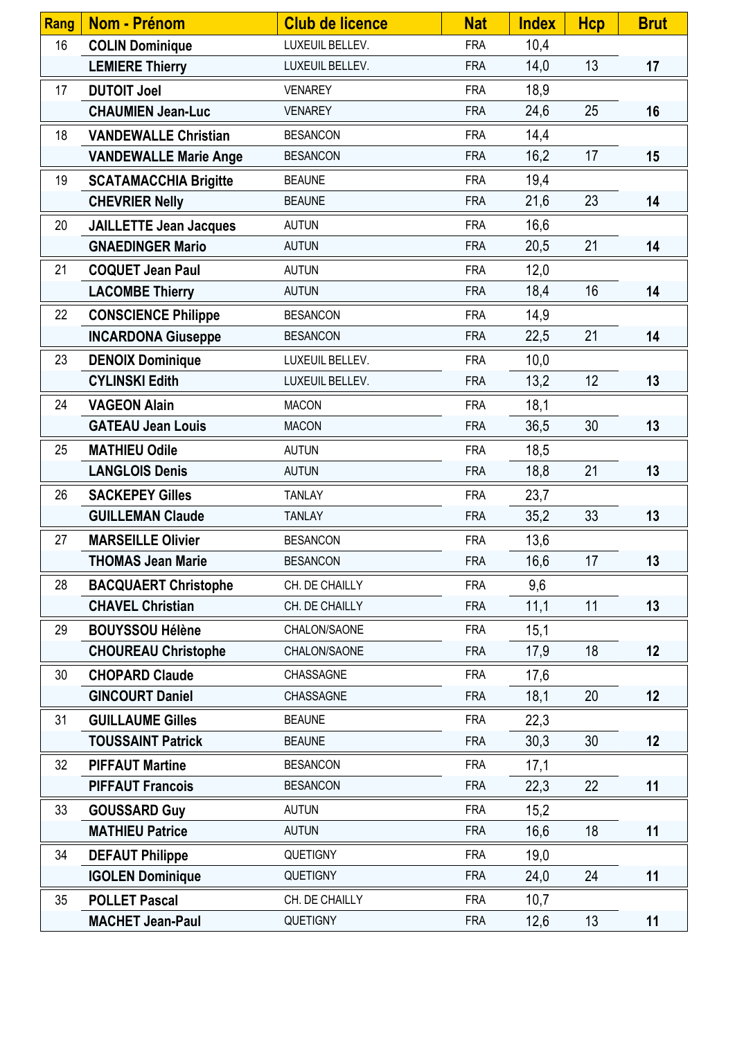| Rang | Nom - Prénom | Club de licence | Nat | Index | Hcp | Brut |
|---|---|---|---|---|---|---|
| 16 | **COLIN Dominique** | LUXEUIL BELLEV. | FRA | 10,4 | | |
| | **LEMIERE Thierry** | LUXEUIL BELLEV. | FRA | 14,0 | 13 | **17** |
| 17 | **DUTOIT Joel** | VENAREY | FRA | 18,9 | | |
| | **CHAUMIEN Jean-Luc** | VENAREY | FRA | 24,6 | 25 | **16** |
| 18 | **VANDEWALLE Christian** | BESANCON | FRA | 14,4 | | |
| | **VANDEWALLE Marie Ange** | BESANCON | FRA | 16,2 | 17 | **15** |
| 19 | **SCATAMACCHIA Brigitte** | BEAUNE | FRA | 19,4 | | |
| | **CHEVRIER Nelly** | BEAUNE | FRA | 21,6 | 23 | **14** |
| 20 | **JAILLETTE Jean Jacques** | AUTUN | FRA | 16,6 | | |
| | **GNAEDINGER Mario** | AUTUN | FRA | 20,5 | 21 | **14** |
| 21 | **COQUET Jean Paul** | AUTUN | FRA | 12,0 | | |
| | **LACOMBE Thierry** | AUTUN | FRA | 18,4 | 16 | **14** |
| 22 | **CONSCIENCE Philippe** | BESANCON | FRA | 14,9 | | |
| | **INCARDONA Giuseppe** | BESANCON | FRA | 22,5 | 21 | **14** |
| 23 | **DENOIX Dominique** | LUXEUIL BELLEV. | FRA | 10,0 | | |
| | **CYLINSKI Edith** | LUXEUIL BELLEV. | FRA | 13,2 | 12 | **13** |
| 24 | **VAGEON Alain** | MACON | FRA | 18,1 | | |
| | **GATEAU Jean Louis** | MACON | FRA | 36,5 | 30 | **13** |
| 25 | **MATHIEU Odile** | AUTUN | FRA | 18,5 | | |
| | **LANGLOIS Denis** | AUTUN | FRA | 18,8 | 21 | **13** |
| 26 | **SACKEPEY Gilles** | TANLAY | FRA | 23,7 | | |
| | **GUILLEMAN Claude** | TANLAY | FRA | 35,2 | 33 | **13** |
| 27 | **MARSEILLE Olivier** | BESANCON | FRA | 13,6 | | |
| | **THOMAS Jean Marie** | BESANCON | FRA | 16,6 | 17 | **13** |
| 28 | **BACQUAERT Christophe** | CH. DE CHAILLY | FRA | 9,6 | | |
| | **CHAVEL Christian** | CH. DE CHAILLY | FRA | 11,1 | 11 | **13** |
| 29 | **BOUYSSOU Hélène** | CHALON/SAONE | FRA | 15,1 | | |
| | **CHOUREAU Christophe** | CHALON/SAONE | FRA | 17,9 | 18 | **12** |
| 30 | **CHOPARD Claude** | CHASSAGNE | FRA | 17,6 | | |
| | **GINCOURT Daniel** | CHASSAGNE | FRA | 18,1 | 20 | **12** |
| 31 | **GUILLAUME Gilles** | BEAUNE | FRA | 22,3 | | |
| | **TOUSSAINT Patrick** | BEAUNE | FRA | 30,3 | 30 | **12** |
| 32 | **PIFFAUT Martine** | BESANCON | FRA | 17,1 | | |
| | **PIFFAUT Francois** | BESANCON | FRA | 22,3 | 22 | **11** |
| 33 | **GOUSSARD Guy** | AUTUN | FRA | 15,2 | | |
| | **MATHIEU Patrice** | AUTUN | FRA | 16,6 | 18 | **11** |
| 34 | **DEFAUT Philippe** | QUETIGNY | FRA | 19,0 | | |
| | **IGOLEN Dominique** | QUETIGNY | FRA | 24,0 | 24 | **11** |
| 35 | **POLLET Pascal** | CH. DE CHAILLY | FRA | 10,7 | | |
| | **MACHET Jean-Paul** | QUETIGNY | FRA | 12,6 | 13 | **11** |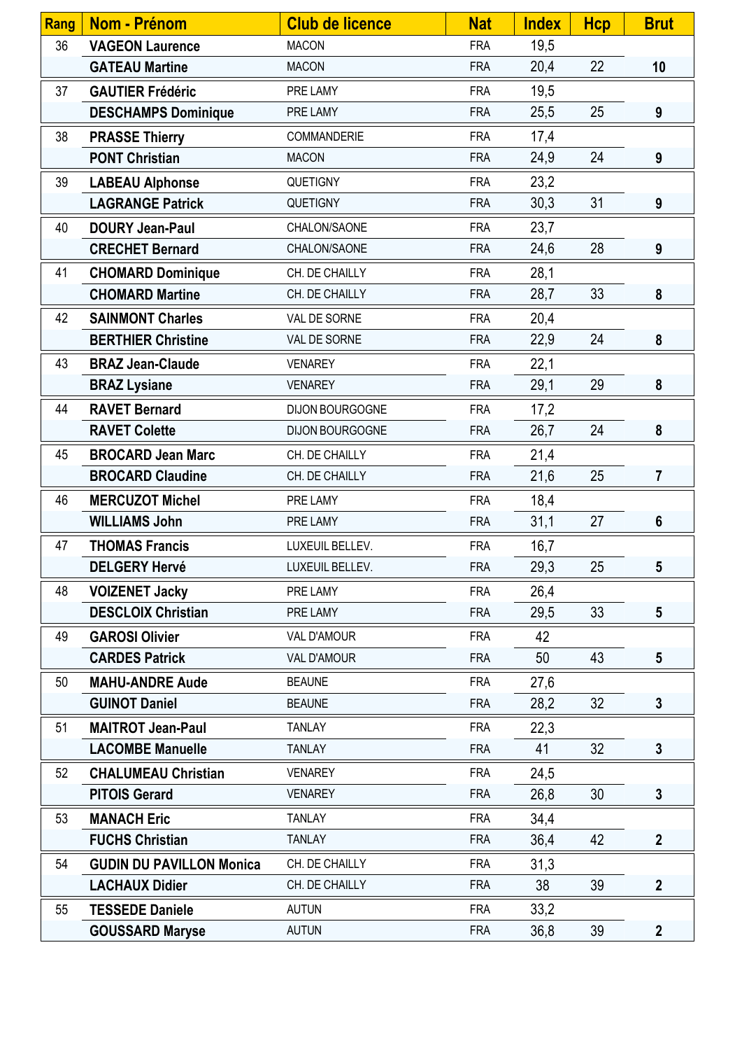| Rang | Nom - Prénom | Club de licence | Nat | Index | Hcp | Brut |
|---|---|---|---|---|---|---|
| 36 | **VAGEON Laurence** | MACON | FRA | 19,5 | | |
| | **GATEAU Martine** | MACON | FRA | 20,4 | 22 | **10** |
| 37 | **GAUTIER Frédéric** | PRE LAMY | FRA | 19,5 | | |
| | **DESCHAMPS Dominique** | PRE LAMY | FRA | 25,5 | 25 | **9** |
| 38 | **PRASSE Thierry** | COMMANDERIE | FRA | 17,4 | | |
| | **PONT Christian** | MACON | FRA | 24,9 | 24 | **9** |
| 39 | **LABEAU Alphonse** | QUETIGNY | FRA | 23,2 | | |
| | **LAGRANGE Patrick** | QUETIGNY | FRA | 30,3 | 31 | **9** |
| 40 | **DOURY Jean-Paul** | CHALON/SAONE | FRA | 23,7 | | |
| | **CRECHET Bernard** | CHALON/SAONE | FRA | 24,6 | 28 | **9** |
| 41 | **CHOMARD Dominique** | CH. DE CHAILLY | FRA | 28,1 | | |
| | **CHOMARD Martine** | CH. DE CHAILLY | FRA | 28,7 | 33 | **8** |
| 42 | **SAINMONT Charles** | VAL DE SORNE | FRA | 20,4 | | |
| | **BERTHIER Christine** | VAL DE SORNE | FRA | 22,9 | 24 | **8** |
| 43 | **BRAZ Jean-Claude** | VENAREY | FRA | 22,1 | | |
| | **BRAZ Lysiane** | VENAREY | FRA | 29,1 | 29 | **8** |
| 44 | **RAVET Bernard** | DIJON BOURGOGNE | FRA | 17,2 | | |
| | **RAVET Colette** | DIJON BOURGOGNE | FRA | 26,7 | 24 | **8** |
| 45 | **BROCARD Jean Marc** | CH. DE CHAILLY | FRA | 21,4 | | |
| | **BROCARD Claudine** | CH. DE CHAILLY | FRA | 21,6 | 25 | **7** |
| 46 | **MERCUZOT Michel** | PRE LAMY | FRA | 18,4 | | |
| | **WILLIAMS John** | PRE LAMY | FRA | 31,1 | 27 | **6** |
| 47 | **THOMAS Francis** | LUXEUIL BELLEV. | FRA | 16,7 | | |
| | **DELGERY Hervé** | LUXEUIL BELLEV. | FRA | 29,3 | 25 | **5** |
| 48 | **VOIZENET Jacky** | PRE LAMY | FRA | 26,4 | | |
| | **DESCLOIX Christian** | PRE LAMY | FRA | 29,5 | 33 | **5** |
| 49 | **GAROSI Olivier** | VAL D'AMOUR | FRA | 42 | | |
| | **CARDES Patrick** | VAL D'AMOUR | FRA | 50 | 43 | **5** |
| 50 | **MAHU-ANDRE Aude** | BEAUNE | FRA | 27,6 | | |
| | **GUINOT Daniel** | BEAUNE | FRA | 28,2 | 32 | **3** |
| 51 | **MAITROT Jean-Paul** | TANLAY | FRA | 22,3 | | |
| | **LACOMBE Manuelle** | TANLAY | FRA | 41 | 32 | **3** |
| 52 | **CHALUMEAU Christian** | VENAREY | FRA | 24,5 | | |
| | **PITOIS Gerard** | VENAREY | FRA | 26,8 | 30 | **3** |
| 53 | **MANACH Eric** | TANLAY | FRA | 34,4 | | |
| | **FUCHS Christian** | TANLAY | FRA | 36,4 | 42 | **2** |
| 54 | **GUDIN DU PAVILLON Monica** | CH. DE CHAILLY | FRA | 31,3 | | |
| | **LACHAUX Didier** | CH. DE CHAILLY | FRA | 38 | 39 | **2** |
| 55 | **TESSEDE Daniele** | AUTUN | FRA | 33,2 | | |
| | **GOUSSARD Maryse** | AUTUN | FRA | 36,8 | 39 | **2** |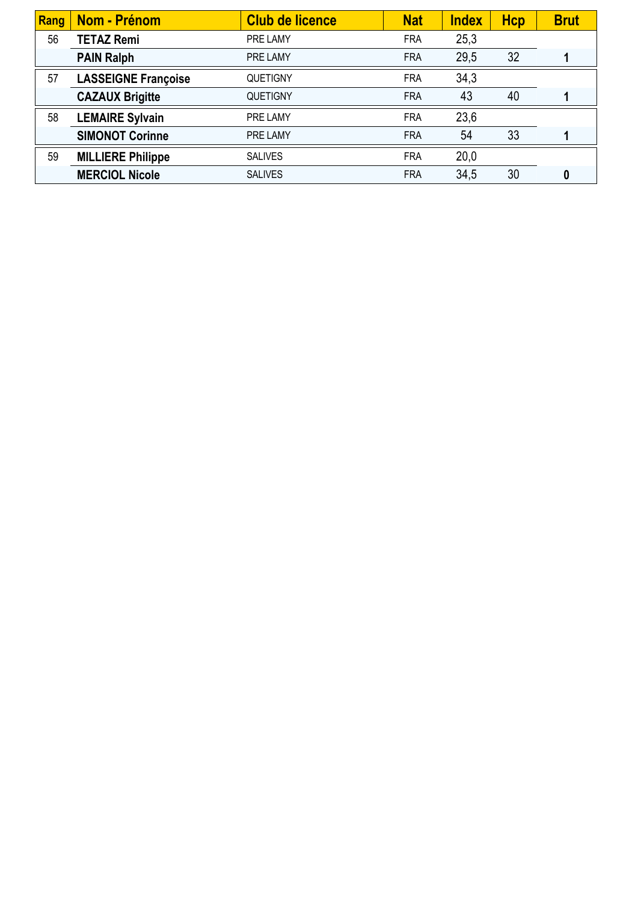| Rang | Nom - Prénom | Club de licence | Nat | Index | Hcp | Brut |
|---|---|---|---|---|---|---|
| 56 | **TETAZ Remi** | PRE LAMY | FRA | 25,3 | | |
| | **PAIN Ralph** | PRE LAMY | FRA | 29,5 | 32 | **1** |
| 57 | **LASSEIGNE Françoise** | QUETIGNY | FRA | 34,3 | | |
| | **CAZAUX Brigitte** | QUETIGNY | FRA | 43 | 40 | **1** |
| 58 | **LEMAIRE Sylvain** | PRE LAMY | FRA | 23,6 | | |
| | **SIMONOT Corinne** | PRE LAMY | FRA | 54 | 33 | **1** |
| 59 | **MILLIERE Philippe** | SALIVES | FRA | 20,0 | | |
| | **MERCIOL Nicole** | SALIVES | FRA | 34,5 | 30 | **0** |